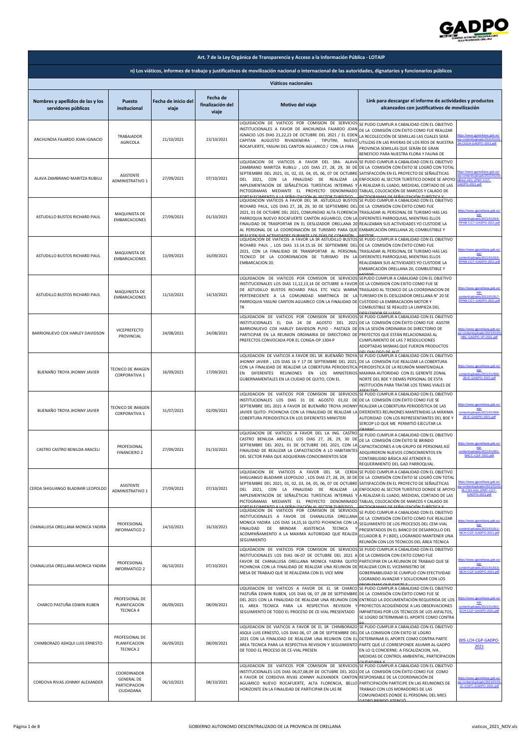## Art. 7 de la Ley Orgánica de Transparencia y Acceso a la Información Pública - LOTAIP

### n) Los viáticos, informes de trabajo y justificativos de movilización nacional o internacional de las autoridades, dignatarios y funcionarios públicos

### Viáticos nacionales

| Nombres y apellidos de las y los servidores públicos | Puesto insitucional | Fecha de inicio del viaje | Fecha de finalización del viaje | Motivo del viaje | Link para descargar el informe de actividades y productos alcanzados con justificativos de movilización | |
|---|---|---|---|---|---|---|
| ANCHUNDIA FAJARDO JOAN IGNACIO | TRABAJADOR AGRICOLA | 21/10/2021 | 23/10/2021 | LIQUIDACION DE VIATICOS POR COMISION DE SERVICIOS INSTITUCIONALES A FAVOR DE ANCHUNDIA FAJARDO JOAN IGNACIO LOS DIAS 21,22,23 DE OCTUBRE DEL 2021 / EL EDEN CAPITAN AUGUSTO RIVADENEIRA , TIPUTINI, NUEVO ROCAFUERTE, YASUNI DEL CANTON AGUARICO / CON LA FINA | SE PUDO CUMPLIR A CABALIDAD CON EL OBJETIVO DE LA COMISIÓN CON ÉXITO COMO FUE REALIZAR LA RECOLECCIÓN DE SEMILLAS LAS CUALES SERÁ UTILIZAS EN LAS RIVERAS DE LOS RÍOS DE NUESTRA PROVINCIA SEMILLAS QUE SERÁN DE GRAN BENEFICIO PARA NUESTRA FLORA Y FAUNA DE | https://www.gporellana.gob.ec/wp-content/uploads/2021/01/01-JA-CGGA-GADPO-2021.pdf |
| ALAVA ZAMBRANO MARITZA RUBILU | ASISTENTE ADMINISTRATIVO 1 | 27/09/2021 | 07/10/2021 | LIQUIDACION DE VIATICOS A FAVOR DEL SRA. ALAVA ZAMBRANO MARITZA RUBILU , LOS DIAS 27, 28, 29, 30 DE SEPTIEMBRE DEL 2021, 01, 02, 03, 04, 05, 06, 07 DE OCTUBRE DEL 2021, CON LA FINALIDAD DE REALIZAR LA IMPLEMENTACIÓN DE SEÑALÉTICAS TURÍSTICAS INTERNAS Y PICTOGRAMAS MEDIANTE EL PROYECTO DENOMINADO FORTALECIMIENTO A LA SEÑALIZACIÓN AL SECTOR TURÍSTICO | SE PUDO CUMPLIR A CABALIDAD CON EL OBJETIVO DE LA COMISIÓN CON ÉXITO SE LOGRÓ CON TOTAL SATISFACCIÓN EN EL PROYECTO DE SEÑALÉTICAS ENFOCADO AL SECTOR TURÍSTICO DONDE SE APOYO A REALIZAR EL LIJADO, MEDIDAS, CORTADO DE LAS TABLAS, COLOCACIÓN DE MARCOS Y CALADO DE PICTOGRAMAS DE SEÑALIZACIÓN TURÍSTICA Y | https://www.gporellana.gob.ec/wp-content/uploads/2021/01/02-MRAZ-AD1-JPMT-CGT-GADPO-2021.pdf |
| ASTUDILLO BUSTOS RICHARD PAUL | MAQUINISTA DE EMBARCACIONES | 27/09/2021 | 01/10/2021 | LIQUIDACION VIATICOS A FAVOR DEL SR. ASTUDILLO BUSTOS RICHARD PAUL, LOS DIAS 27, 28, 29, 30 DE SEPTIEMBRE DEL 2021, 01 DE OCTUBRE DEL 2021, COMUNIDAD ALTA FLORENCIA PARROQUIA NUEVO ROCAFUERTE CANTÓN AGUARICO; CON LA FINALIDAD DE TRASPORTAR EN EL DESLIZADOR ORELLANA 20 AL PERSONAL DE LA COORDINACIÓN DE TURISMO PARA QUE REALICEN SUS ACTIVIDADES DURANTE LOS DÍAS DE COMISIÓN | SE PUDO CUMPLIR A CABALIDAD CON EL OBJETIVO DE LA COMISIÓN CON ÉXITO COMO FUE TRASLADAR AL PERSONAL DE TURISMO HAS LAS DIFERENTES PARROQUIAS, MIENTRAS ELLOS REALIZABAN SUS ACTIVIDADES YO CUSTODIE LA EMBARCACIÓN ORELLANA 20, COMBUSTIBLE Y MOTOR | https://www.gporellana.gob.ec/wp-content/uploads/2021/01/016-RPAB-CGT-GASPO-2021.pdf |
| ASTUDILLO BUSTOS RICHARD PAUL | MAQUINISTA DE EMBARCACIONES | 13/09/2021 | 16/09/2021 | LIQUIDACION DE VIATICOS A FAVOR LA SR ASTUDILLO BUSTOS RICHARD PAUL , LOS DIAS 13.14.15.16 DE SEPTIEMBRE DEL 2021, CON LA FINALIDAD DE TRANSPORTAR AL PERSONAL TECNICO DE LA COORDINACION DE TURISMO EN LA EMBARCACION 20. | SE PUDO CUMPLIR A CABALIDAD CON EL OBJETIVO DE LA COMISIÓN CON ÉXITO COMO FUE TRASLADAR AL PERSONAL DE TURISMO HAS LAS DIFERENTES PARROQUIAS, MIENTRAS ELLOS REALIZABAN SUS ACTIVIDADES YO CUSTODIE LA EMBARCACIÓN ORELLANA 20, COMBUSTIBLE Y MOTOR | https://www.gporellana.gob.ec/wp-content/uploads/2021/01/015-RPAB-CGT-GADPO-2021.pdf |
| ASTUDILLO BUSTOS RICHARD PAUL | MAQUINISTA DE EMBARCACIONES | 11/10/2021 | 14/10/2021 | LIQUIDACION DE VIATICOS POR COMISION DE SERVICIOS INSTITUCIONALES LOS DIAS 11,12,13,14 DE OCTUBRE A FAVOR DE ASTUDILLO BUSTOS RICHARD PAUL ETC YACU WARMI PERTENECIENTE A LA COMUNIDAD MARTINICA DE LA PARROQUIA YASUNI CANTON AGUARICO CON LA FINALIDAD DE TR | SEPUDO CUMPLIR A CABALIDAD CON EL OBJETIVO DE LA COMISION CON EXITO COMO FUE SE TRASLADO AL TECNICO DE LA COORDINACION DE TURISMO EN EL DESLIZADOR ORELLANA N° 20 SE CUSTODIO LA EMBRACACION MOTOR Y COMBUSTIBLE SE REALIZO LA LIMPIEZA DEL DESLIZADOR SE LLEGO | https://www.gporellana.gob.ec/wp-content/uploads/2021/01/017-RPAB-CGT-GADPO-2021.pdf |
| BARRIONUEVO COX HARLEY DAVIDSON | VICEPREFECTO PROVINCIAL | 24/08/2021 | 24/08/2021 | LIQUIDACION DE VIATICOS POR COMISION DE SERVICIOS INSTITUCIONALES EL DIA 24 DE AGOSTO DEL 2021 BARRIONUEVO COX HARLEY DAVIDSON PUYO - PASTAZA DE PARTICIPAR EN LA REUNION ORDINARIA DE DIRECTORIO DE PREFECTOS CONVOCADA POR EL CONGA-OP 1304-P | SE PUDO CUMPLIR A CABALIDAD CON EL OBJETIVO DE LA COMISIÓN CON ÉXITO COMO FUE ASISTIR EN LA SESIÓN ORDINARIA DE DIRECTORIO DE PREFECTOS QUE ESTÁN RELACIONADAS AL CUMPLIMIENTO DE LAS 7 RESOLUCIONES ADOPTADAS MISMAS QUE FUERON PRODUCTOS DEL DIALOGO DE ALT | https://www.gporellana.gob.ec/wp-content/uploads/2021/01/03-HBC-GADPO-VP-2021.pdf |
| BUENAÑO TROYA JHONNY JAVIER | TECNICO DE IMAGEN CORPORATIVA 1 | 16/09/2021 | 17/09/2021 | LIQUIDACION DE VIATICOS A FAVOR DEL SR. BUENAÑO TROYA JHONNY JAVIER , LOS DIAS 16 Y 17 DE SEPTIEMBRE DEL 2021, CON LA FINALIDAD DE REALIZAR LA COBERTURA PERIODISTICA EN DIFERENTES REUNIONES EN LOS MINISTERIOS GUBERNAMENTALES EN LA CIUDAD DE QUITO, CON EL | SE PUDO CUMPLIR A CABALIDAD CON EL OBJETIVO DE LA COMISIÓN FUE REALIZAR LA COBERTURA PERIODISTICA DE LA REUNIÓN MANTENIDALA MAXIMA AUTORIDAD CON EL GERENTE ZONAL NORTE DEL BDE Y DEMÁS PERSONAL DE ESTA INSTITUCIÓN PARA TRATAR LOS TEMAS VIALES DE ASFALTAD | https://www.gporellana.gob.ec/wp-content/uploads/2021/01/008-JB-IC-GADPO-2021.pdf |
| BUENAÑO TROYA JHONNY JAVIER | TECNICO DE IMAGEN CORPORATIVA 1 | 31/07/2021 | 02/09/2021 | LIQUIDACION DE VIATICOS POR COMISION DE SERVICIOS INSTITUCIONALES LOS DIAS 31 DE AGOSTO 01,02 DE SEPTIEMBRE DEL 2021 A FAVOR DE BUENAÑO TROYA JHONNY JAVIER QUITO- PICHINCHA CON LA FINALIDAD DE REALIZAR LA COBERTURA PERIODISTICA EN LOS DIFERENTES MINISTERI | SE PUDO CUMPLIR A CABALIDAD CON EL OBJETIVO DE LA COMISIÓN CON ÉXITO COMO FUE SE REALIZAR LA COBERTURA PERIODÍSTICA DE LAS DIFERENTES REUNIONES MANTENIDAS LA MÁXIMA AUTORIDAD CON LOS REPRESENTANTES DEL BDE Y SERCOP LO QUE ME PERMITIÓ EJECUTAR LA GRABAC | https://www.gporellana.gob.ec/wp-content/uploads/2021/01/008-JB-IC-GADPO-2021.pdf |
| CASTRO CASTRO BENILDA ARACELI | PROFESIONAL FINANCIERO 2 | 27/09/2021 | 01/10/2021 | LIQUIDACION DE VIATICOS A FAVOR DEL LA ING. CASTRO CASTRO BENILDA ARACELI, LOS DIAS 27, 28, 29, 30 DE SEPTIEMBRE DEL 2021, 01 DE OCTUBRE DEL 2021, CON LA FINALIDAD DE REALIZAR LA CAPACITACIÓN A LO HABITANTES DEL SECTOR PARA QUE ADQUIERAN CONOCIMIENTOS SOB | SE PUDO CUMPLIR A CABALIDAD CON EL OBJETIVO DE LA COMISIÓN CON ÉXITO SE BRINDO CAPACITACIONES A UN GRUPO DE PERSONAS ASÍ ADQUIRIERON NUEVOS CONOCIMIENTOS EN CONTABILIDAD BÁSICA ASÍ ATENDER EL REQUERIMIENTO DEL GAD PARROQUIAL. | https://www.gporellana.gob.ec/wp-content/uploads/2021/01/001-BACC-CGF-2021.pdf |
| CERDA SHIGUANGO BLADIMIR LEOPOLDO | ASISTENTE ADMINISTRATIVO 1 | 27/09/2021 | 07/10/2021 | LIQUIDACION DE VIATICOS A FAVOR DEL SR. CERDA SHIGUANGO BLADIMIR LEOPOLDO , LOS DIAS 27, 28, 29, 30 DE SEPTIEMBRE DEL 2021, 01, 02, 03, 04, 05, 06, 07 DE OCTUBRE DEL 2021, CON LA FINALIDAD DE REALIZAR LA IMPLEMENTACIÓN DE SEÑALÉTICAS TURÍSTICAS INTERNAS Y PICTOGRAMAS MEDIANTE EL PROYECTO DENOMINADO FORTALECIMIENTO A LA SEÑALIZACIÓN AL SECTOR TURÍSTICO | SE PUDO CUMPLIR A CABALIDAD CON EL OBJETIVO DE LA COMISIÓN CON ÉXITO SE LOGRÓ CON TOTAL SATISFACCIÓN EN EL PROYECTO DE SEÑALÉTICAS ENFOCADO AL SECTOR TURÍSTICO DONDE SE APOYO A REALIZAR EL LIJADO, MEDIDAS, CORTADO DE LAS TABLAS, COLOCACIÓN DE MARCOS Y CALADO DE PICTOGRAMAS DE SEÑALIZACIÓN TURÍSTICA Y | https://www.gporellana.gob.ec/wp-content/uploads/2021/01/02-BLCSH-AA1-JPMT-CGT-GADPO-2021.pdf |
| CHANALUISA ORELLANA MONICA YADIRA | PROFESIONAL INFORMATICO 2 | 14/10/2021 | 16/10/2021 | LIQUIDACION DE VIATICOS POR COMISION DE SERVICIOS INSTITUCIONALES A FAVOR DE CHANALUISA ORELLANA MONICA YADIRA LOS DIAS 14,15,16 QUITO PICHINCHA CON LA FINALIDAD DE BRINDAR ASISTENCIA TECNICA Y ACOMPAÑAMIENTO A LA MAXIMA AUTORIDAD QUE REALIZA SEGUIMIENTO | SE PUDO CUMPLIR A CABALIDAD CON EL OBJETIVO DE LA COMISIÓN CON ÉXITO COMO FUE REALIZAR SEGUIMIENTO DE LOS PROCESOS DEL CEM-VIAL PRESENTADOS EN EL BANCO DE DESARROLLO DEL ECUADOR B. P ( BDE), LOGRANDO MANTENER UNA REUNIÓN CON LOS TÉCNICOS DEL ÁREA TÉCNICA | https://www.gporellana.gob.ec/wp-content/uploads/2021/01/011-MCH-CGF-GADPO-2021.pdf |
| CHANALUISA ORELLANA MONICA YADIRA | PROFESIONAL INFORMATICO 2 | 06/10/2021 | 07/10/2021 | LIQUIDACION DE VIATICOS POR COMISION DE SERVICIOS INSTITUCIONALES LOS DIAS 06-07 DE OCTUBRE DEL 2021 A FAVOR DE CHANALUISA ORELLANA MONICA YADIRA QUITO PICHINCHA CON LA FINALIDAD DE REALIZAR UNA REUNION DE MESA DE TRABAJO QUE SE REALIZARA CON EL VICE MINI | SE PUDO CUMPLIR A CABALIDAD CON EL OBJETIVO DE LA COMISION CON EXITO COMO FUE PARTICIPAR EN LA REUNION DE TRABAJO QUE SE REALIZAR CON EL VICEMINISTRO DE GOBERNABILIDAD SE CUMPLIO CON EFECTIVIDAD LOGRANDO AVANZAR Y SOLUCIONAR CON LOS PROBLEMAS QUE EXISTE E | https://www.gporellana.gob.ec/wp-content/uploads/2021/01/010-MCH-CGF-GADPO-2021.pdf |
| CHARCO PASTUÑA EDWIN RUBEN | PROFESIONAL DE PLANIFICACION TECNICA 4 | 06/09/2021 | 08/09/2021 | LIQUIDACION DE VIATICOS A FAVOR DE EL SR CHARCO PASTUÑA EDWIN RUBEN, LOS DIAS 06, 07 ,08 DE SEPTIEMBRE DEL 2021 CON LA FINALIDAD DE REALIZAR UNA REUNION CON EL AREA TECNICA PARA LA RESPECTIVA REVISION Y SEGUIMIENTO DE TODO EL PROCESO DE CE-VIAL PRESENTADO | SE PUDO CUMPLIR A CABALIDAD CON EL OBJETIVO DE LA COMISIÓN CON ÉXITO COMO FUE SE ENTREGO LA DOCUMENTACIÓN REQUERIDA DE LOS PROYECTOS ACOGIÉNDOSE A LAS OBSERVACIONES IMPARTIDAS POR LOS TÉCNICOS DE LOS ASFALTOS, SE LOGRO DETERMINAR EL APORTE COMO CONTRA PA | https://www.gporellana.gob.ec/wp-content/uploads/2021/01/002-ECH-CGP-GADPO-2021.pdf |
| CHIMBORAZO ASHQUI LUIS ERNESTO | PROFESIONAL DE PLANIFICACION TECNICA 2 | 06/09/2021 | 08/09/2021 | LIQUIDACION DE VIATICOS A FAVOR DE EL SR CHIMBORAZO ASQUI LUIS ERNESTO, LOS DIAS 06, 07 ,08 DE SEPTIEMBRE DEL 2021 CON LA FINALIDAD DE REALIZAR UNA REUNION CON EL AREA TECNICA PARA LA RESPECTIVA REVISION Y SEGUIMIENTO DE TODO EL PROCESO DE CE-VIAL PRESEN | SE PUDO CUMPLIR A CABALIDAD CON EL OBJETIVO DE LA COMISION CON EXITO SE LOGRO DETERMINAR EL APORTE COMO CONTRA PARTE PARTE QUE LE CORRESPONDE ASUMIR AL GADPO EN LO Q CONCIERNE: A FISCALIZACION, IVA , MEDIDAS DE CONTROL AMBIENTAL, PARTICIPACION CIUDADANA Y | 005-LCH-CGP-GADPO-2021 |
| CORDOVA RIVAS JOHNNY ALEXANDER | COORDINADOR GENERAL DE PARTICIPACION CIUDADANA | 06/10/2021 | 08/10/2021 | LIQUIDACION DE VIATICOS POR COMISION DE SERVICIOS INSTITUCIONALES LOS DIAS 06,07,08,09 DE OCTUBRE DEL 2021 A FAVOR DE CORDOVA RIVAS JOHNNY ALEXANDER CANTON AGUARICO NUEVO ROCAFUERTE, ALTA FLORENCIA, BELLO HORIZONTE EN LA FINALIDAD DE PARTICIPAR EN LAS RE | SE PUDO CUMPLIR A CABALIDAD CON EL OBJETIVO DE LA COMISIÓN CON ÉXITO COMO FUE COMO RESPONSABLE DE LA COORDINACIÓN DE PARTICIPACIÓN PARTICIPE EN LAS REUNIONES DE TRABAJO CON LOS MORADORES DE LAS COMUNIDADES DONDE EL PERSONAL DEL MIES GADPO BRINDO ATENCIÓ | https://www.gporellana.gob.ec/wp-content/uploads/2021/01/01-JC-CGPC-GADPO-2021.pdf |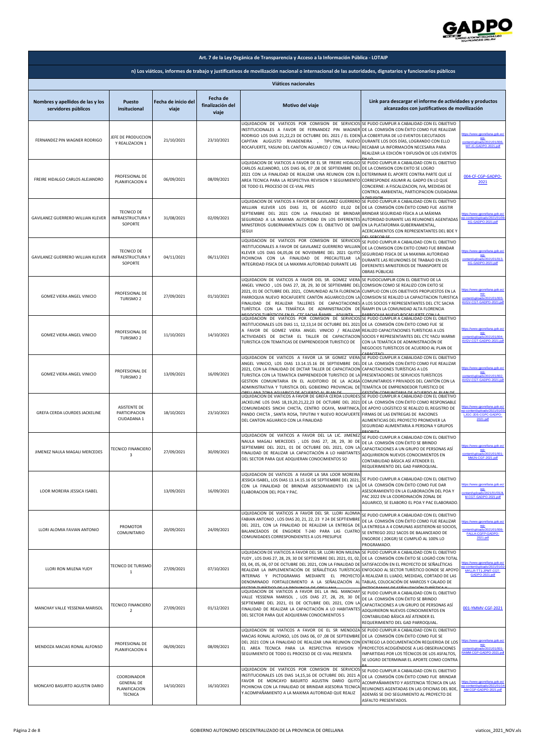**Art. 7 de la Ley Orgánica de Transparencia y Acceso a la Información Pública - LOTAIP**

**n) Los viáticos, informes de trabajo y justificativos de movilización nacional o internacional de las autoridades, dignatarios y funcionarios públicos**

**Viáticos nacionales**

| Nombres y apellidos de las y los servidores públicos | Puesto insitucional | Fecha de inicio del viaje | Fecha de finalización del viaje | Motivo del viaje | Link para descargar el informe de actividades y productos alcanzados con justificativos de movilización | |
|---|---|---|---|---|---|---|
| FERNANDEZ PIN WAGNER RODRIGO | JEFE DE PRODUCCION Y REALIZACION 1 | 21/10/2021 | 23/10/2021 | LIQUIDACION DE VIATICOS POR COMISION DE SERVICIOS INSTITUCIONALES A FAVOR DE FERNANDEZ PIN WAGNER RODRIGO LOS DIAS 21,22,23 DE OCTUBRE DEL 2021 / EL EDEN CAPITAN AUGUSTO RIVADENEIRA , TIPUTINI, NUEVO ROCAFUERTE, YASUNI DEL CANTON AGUARICO / CON LA FINALI | SE PUDO CUMPLIR A CABALIDAD CON EL OBJETIVO DE LA COMISIÓN CON ÉXITO COMO FUE REALIZAR LA COBERTURA DE LO EVENTOS EJECUTADOS DURANTE LOS DOS DÍAS, LOGRANDO CON ELLO RECABAR LA INFORMACIÓN NECESARIA PARA REALIZAR LA EDICIÓN Y DIFUSIÓN DE LOS EVENTOS EN LO | https://www.gporellana.gob.ec/wp-content/uploads/2021/01/006-WF-IC-GADPO-2021.pdf |
| FREIRE HIDALGO CARLOS ALEJANDRO | PROFESIONAL DE PLANIFICACION 4 | 06/09/2021 | 08/09/2021 | LIQUIDACION DE VIATICOS A FAVOR DE EL SR FREIRE HIDALGO CARLOS ALEJANDRO, LOS DIAS 06, 07 ,08 DE SEPTIEMBRE DEL 2021 CON LA FINALIDAD DE REALIZAR UNA REUNION CON EL AREA TECNICA PARA LA RESPECTIVA REVISION Y SEGUIMIENTO DE TODO EL PROCESO DE CE-VIAL PRES | SE PUDO CUMPLIR A CABALIDAD CON EL OBJETIVO DE LA COMISION CON EXITO SE LOGRO DETERMINAR EL APORTE CONTRA PARTE QUE LE CORRESPONDE ASUMIR AL GADPO EN LO QUE CONCIERNE: A FISCALIZACION, IVA, MEDIDAS DE CONTROL AMBIENTAL, PARTICIPACION CIUDADANA Y DIFUSION | 004-CF-CGP-GADPO-2021 |
| GAVILANEZ GUERRERO WILLIAN KLEVER | TECNICO DE INFRAESTRUCTURA Y SOPORTE | 31/08/2021 | 02/09/2021 | LIQUIDACION DE VIATICOS A FAVOR DE GAVILANEZ GUERRERO WILLIAN KLEVER LOS DIAS 31, DE AGOSTO 01,02 DE SEPTIEMBRE DEL 2021 CON LA FINALIDAD DE BRINDAR SEGURIDAD A LA MAXIMA AUTORIDAD EN LOS DIFERENTES MINISTERIOS GUBERNAMENTALES CON EL OBJETIVO DE DAR SEGUI | SE PUDO CUMPLIR A CABALIDAD CON EL OBJETIVO DE LA COMISIÓN CON ÉXITO COMO FUE ASISTIR BRINDAR SEGURIDAD FÍSICA A LA MÁXIMA AUTORIDAD DURANTE LAS REUNIONES AGENTADAS EN LA PLATAFORMA GUBERNAMENTAL, ACERCAMIENTOS CON REPRESENTANTES DEL BDE Y DEL SERCOP SE | https://www.gporellana.gob.ec/wp-content/uploads/2021/01/09-KG-GADPO-2021.pdf |
| GAVILANEZ GUERRERO WILLIAN KLEVER | TECNICO DE INFRAESTRUCTURA Y SOPORTE | 04/11/2021 | 06/11/2021 | LIQUIDACION DE VIATICOS POR COMISION DE SERVICIOS INSTITUCIONALES A FAVOR DE GAVILANEZ GUERRERO WILLIAN KLEVER LOS DIAS 04,05,06 DE NOVIEMBRE DEL 2021 QUITO PICHINCHA CON LA FINALIDAD DE PRECAUTELAR LA INTEGRIDAD FISICA DE LA MAXIMA AUTORIDAD DURANTE LAS | SE PUDO CUMPLIR A CABALIDAD CON EL OBJETIVO DE LA COMISION CON EXITO COMO FUE BRINDAR SEGURIDAD FISICA DE LA MAXIMA AUTORIDAD DURANTE LAS REUNIONES DE TRABAJO EN LOS DIFERENTES MINISTERIOS DE TRANSPORTE DE OBRAS PÚBLICAS | https://www.gporellana.gob.ec/wp-content/uploads/2021/01/013-KG-GADPO-2021.pdf |
| GOMEZ VIERA ANGEL VINICIO | PROFESIONAL DE TURISMO 2 | 27/09/2021 | 01/10/2021 | LIQUIDACION DE VIATICOS A FAVOR DEL SR. GOMEZ VIERA ANGEL VINICIO , LOS DIAS 27, 28, 29, 30 DE SEPTIEMBRE DEL 2021, 01 DE OCTUBRE DEL 2021, COMUNIDAD ALTA FLORENCIA PARROQUIA NUEVO ROCAFUERTE CANTÓN AGUARICO;CON LA FINALIDAD DE REALIZAR TALLERES DE CAPACITACIONES TURÍSTICA CON LA TEMÁTICA DE ADMINISTRACIÓN DE NEGOCIOS TURÍSTICOS EN EL CTC SACHA ÑAMPI ADJUNTA | SE PUDOCUMPLIR CON EL OBJETIVO DE LA COMISION COMO SE REALIZO CON EXITO SE CUMPLIO CON LOS OBJETIVOS PROPUESTOS EN LA COMISION SE REALIZO LA CAPACITACION TURISTICA A LOS SOCIOS Y REPRESENTANTES DEL CTC SACHA ÑAMPI EN LA COMUNIDAD ALTA FLORENCIA PARROQUIA NUEVO ROCAFUERTE CON LA | https://www.gporellana.gob.ec/wp-content/uploads/2021/01/003-AVGV-CGT-GADPO-2021.pdf |
| GOMEZ VIERA ANGEL VINICIO | PROFESIONAL DE TURISMO 2 | 11/10/2021 | 14/10/2021 | LIQUIDACION DE VIATICOS POR COMISION DE SERVICIOS INSTITUCIONALES LOS DIAS 11, 12,13,14 DE OCTUBRE DEL 2021 A FAVOR DE GOMEZ VIERA ANGEL VINICIO / REALIZAR ACTIVIDADES DE DICTAR EL TALLER DE CAPACITACION TURISTICA CON TEMATICAS DE EMPRENDEDOR TURISTICO DE | SE PUDO CUMPLIR A CABALIDAD CON EL OBJETIVO DE LA COMISIÓN CON ÉXITO COMO FUE SE REALIZO CAPACITACIONES TURÍSTICAS A LOS SOCIOS Y REPRESENTANTES DEL CTC YACU WARMI CON LA TEMÁTICA DE ADMINISTRACIÓN DE NEGOCIOS TURÍSTICOS DE ACUERDO AL PLAN DE CAPACITACI | https://www.gporellana.gob.ec/wp-content/uploads/2021/01/004-AVGV-CGT-GADPO-2021.pdf |
| GOMEZ VIERA ANGEL VINICIO | PROFESIONAL DE TURISMO 2 | 13/09/2021 | 16/09/2021 | LIQUIDACION DE VIATICOS A FAVOR LA SR GOMEZ VIERA ANGEL VINICIO, LOS DIAS 13.14.15.16 DE SEPTIEMBRE DEL 2021, CON LA FINALIDAD DE DICTAR TALLER DE CAPACITACION TURISTICA CON LA TEMATICA EMPRENDEDOR TURISTICO DE LA GESTION COMUNITARIA EN EL AUDITORIO DE LA ACASA ADMINISTRATIVA Y TURISTICA DEL GOBIERNO PROVINCIAL DE ORELLANA ZONA AGUARICO DE ACUERDO AL PLAN DE | SE PUDO CUMPLIR A CABALIDAD CON EL OBJETIVO DE LA COMISIÓN CON ÉXITO COMO FUE REALIZAR CAPACITACIONES TURÍSTICAS A LOS PRESENTADORES DE SERVICIOS TURÍSTICOS COMUNITARIOS Y PRIVADOS DEL CANTÓN CON LA TEMÁTICA DE EMPRENDEDOR TURÍSTICO DE GESTIÓN COMUNITARIA DE ACUERDO AL PLAN DE | https://www.gporellana.gob.ec/wp-content/uploads/2021/01/002-AVGV-CGT-GADPO-2021.pdf |
| GREFA CERDA LOURDES JACKELINE | ASISTENTE DE PARTICIPACION CIUDADANA 1 | 18/10/2021 | 23/10/2021 | LIQUIDACION DE VIATICOS A FAVOR DE GREFA CERDA LOURDES JACKELINE LOS DIAS 18,19,20,21,22,23 DE OCTUBRE DEL 2021 COMUNIDADES SINCHI CHICTA, CENTRO OCAYA, MARTINICA, PANDO CHICTA , SANTA ROSA, TIPUTINI Y NUEVO ROCAFUERTE DEL CANTON AGUARICO CON LA FINALIDAD | SE PUDO CUMPLIR A CABALIDAD CON EL OBJETIVO DE LA COMISIÓN CON ÉXITO COMO RESPONSABLE DE APOYO LOGÍSTICO SE REALIZO EL REGISTRO DE FIRMAS DE LAS ENTREGAS DE RACIONES ALIMENTICIAS DEL PROYECTO PROMOVER LA SEGURIDAD ALIMENTARIA A PERSONA Y GRUPOS PRIORITA | https://www.gporellana.gob.ec/wp-content/uploads/2021/01/03-LJGC-JDS-CGPC-GADPO-2021.pdf |
| JIMENEZ NAULA MAGALI MERCEDES | TECNICO FINANCIERO 3 | 27/09/2021 | 30/09/2021 | LIQUIDACION DE VIATICOS A FAVOR DEL LA LIC. JIMENEZ NAULA MAGALI MERCEDES , LOS DIAS 27, 28, 29, 30 DE SEPTIEMBRE DEL 2021, 01 DE OCTUBRE DEL 2021, CON LA FINALIDAD DE REALIZAR LA CAPACITACIÓN A LO HABITANTES DEL SECTOR PARA QUE ADQUIERAN CONOCIMIENTOS SO | SE PUDO CUMPLIR A CABALIDAD CON EL OBJETIVO DE LA COMISIÓN CON ÉXITO SE BRINDO CAPACITACIONES A UN GRUPO DE PERSONAS ASÍ ADQUIRIERON NUEVOS CONOCIMIENTOS EN CONTABILIDAD BÁSICA ASÍ ATENDER EL REQUERIMIENTO DEL GAD PARROQUIAL. | https://www.gporellana.gob.ec/wp-content/uploads/2021/01/001-MMJN-CGF-2021.pdf |
| LOOR MOREIRA JESSICA ISABEL | | 13/09/2021 | 16/09/2021 | LIQUIDACION DE VIATICOS A FAVOR LA SRA LOOR MOREIRA JESSICA ISABEL, LOS DIAS 13.14.15.16 DE SEPTIEMBRE DEL 2021, CON LA FINALIDAD DE BRINDAR ASESORAMIENTO EN LA ELABORACION DEL POA Y PAC. | SE PUDO CUMPLIR A CABALIDAD CON EL OBJETIVO DE LA COMISIÓN CON ÉXITO COMO FUE DAR ASESORAMIENTO EN LA ELABORACIÓN DEL POA Y PAC 2022 EN LA COORDINACIÓN ZONAL DE AGUARICO, SE ELABORO EL POA Y PAC ELABORADO. | https://www.gporellana.gob.ec/wp-content/uploads/2021/01/0036-M-CGT-GADPO-2021.pdf |
| LLORI ALOMIA FAVIAN ANTONIO | PROMOTOR COMUNITARIO | 20/09/2021 | 24/09/2021 | LIQUIDACION DE VIATICOS A FAVOR DEL SR. LLORI ALOMIA FABIAN ANTONIO , LOS DIAS 20, 21, 22, 23 Y 24 DE SEPTIEMBRE DEL 2021, CON LA FINALIDAD DE REALIZAR LA ENTREGA DE BALANCEADOS DE ENGORDE T-240 PARA LAS CUATRO COMUNIDADES CORRESPONDIENTES A LOS PRESUPUE | SE PUDO CUMPLIR A CABALIDAD CON EL OBJETIVO DE LA COMISIÓN CON ÉXITO COMO FUE REALIZAR LA ENTREGA A 4 COMUNAS ASISTIERON 60 SOCIOS, SE ENTREGO 2012 SACOS DE BALANCEADO DE ENGORDE ( 20KGR) SE CUMPLIÓ AL 100% LO PROGRAMADO. | https://www.gporellana.gob.ec/wp-content/uploads/2021/01/006-FALLA-CGFP-GADPO-2021.pdf |
| LLORI RON MILENA YUDY | TECNICO DE TURISMO 1 | 27/09/2021 | 07/10/2021 | LIQUIDACION DE VIATICOS A FAVOR DEL SR. LLORI RON MILENA YUDY , LOS DIAS 27, 28, 29, 30 DE SEPTIEMBRE DEL 2021, 01, 02, 03, 04, 05, 06, 07 DE OCTUBRE DEL 2021, CON LA FINALIDAD DE REALIZAR LA IMPLEMENTACIÓN DE SEÑALÉTICAS TURÍSTICAS INTERNAS Y PICTOGRAMAS MEDIANTE EL PROYECTO DENOMINADO FORTALECIMIENTO A LA SEÑALIZACIÓN AL SECTOR TURÍSTICO DE LA PROVINCIA DE ORELLANA | SE PUDO CUMPLIR A CABALIDAD CON EL OBJETIVO DE LA COMISIÓN CON ÉXITO SE LOGRÓ CON TOTAL SATISFACCIÓN EN EL PROYECTO DE SEÑALÉTICAS ENFOCADO AL SECTOR TURÍSTICO DONDE SE APOYO A REALIZAR EL LIJADO, MEDIDAS, CORTADO DE LAS TABLAS, COLOCACIÓN DE MARCOS Y CALADO DE PICTOGRAMAS DE SEÑALIZACIÓN TURÍSTICA Y | https://www.gporellana.gob.ec/wp-content/uploads/2021/01/02-MYLLR-TT1-JPMT-CGT-GADPO-2021.pdf |
| MANCHAY VALLE YESSENIA MARISOL | TECNICO FINANCIERO 2 | 27/09/2021 | 01/12/2021 | LIQUIDACION DE VIATICOS A FAVOR DEL LA ING. MANCHAY VALLE YESSENIA MARISOL , LOS DIAS 27, 28, 29, 30 DE SEPTIEMBRE DEL 2021, 01 DE OCTUBRE DEL 2021, CON LA FINALIDAD DE REALIZAR LA CAPACITACIÓN A LO HABITANTES DEL SECTOR PARA QUE ADQUIERAN CONOCIMIENTOS S | SE PUDO CUMPLIR A CABALIDAD CON EL OBJETIVO DE LA COMISIÓN CON ÉXITO SE BRINDO CAPACITACIONES A UN GRUPO DE PERSONAS ASÍ ADQUIRIERON NUEVOS CONOCIMIENTOS EN CONTABILIDAD BÁSICA ASÍ ATENDER EL REQUERIMIENTO DEL GAD PARROQUIAL. | 001-YMMV-CGF-2021 |
| MENDOZA MACIAS RONAL ALFONSO | PROFESIONAL DE PLANIFICACION 4 | 06/09/2021 | 08/09/2021 | LIQUIDACION DE VIATICOS A FAVOR DE EL SR MENDOZA MACIAS RONAL ALFONSO, LOS DIAS 06, 07 ,08 DE SEPTIEMBRE DEL 2021 CON LA FINALIDAD DE REALIZAR UNA REUNION CON EL AREA TECNICA PARA LA RESPECTIVA REVISION Y SEGUIMIENTO DE TODO EL PROCESO DE CE-VIAL PRESENTA | SE PUDO CUMPLIR A CABALIDAD CON EL OBJETIVO DE LA COMISIÓN CON ÉXITO COMO FUE SE ENTREGO LA DOCUMENTACIÓN REQUERIDA DE LOS PROYECTOS ACOGIÉNDOSE A LAS OBSERVACIONES IMPARTIDAS POR LOS TÉCNICOS DE LOS ASFALTOS, SE LOGRO DETERMINAR EL APORTE COMO CONTRA PA | https://www.gporellana.gob.ec/wp-content/uploads/2021/01/001-RAMM-CGP-GADPO-2021.pdf |
| MONCAYO BASURTO AGUSTIN DARIO | COORDINADOR GENERAL DE PLANIFICACION TECNICA | 14/10/2021 | 16/10/2021 | LIQUIDACION DE VIATICOS POR COMISION DE SERVICIOS INSTITUCIONALES LOS DIAS 14,15,16 DE OCTUBRE DEL 2021 A FAVOR DE MONCAYO BASURTO AGUSTIN DARIO QUITO PICHINCHA CON LA FINALIDAD DE BRINDAR ASESORIA TECNICA Y ACOMPAÑAMIENTO A LA MAXIMA AUTORIDAD QUE REALIZ | SE PUDO CUMPLIR A CABALIDAD CON EL OBJETIVO DE LA COMISIÓN CON ÉXITO COMO FUE BRINDAR ACOMPAÑAMIENTO Y ASISTENCIA TÉCNICA EN LAS REUNIONES AGENTADAS EN LAS OFICINAS DEL BDE, ADEMÁS SE DIO SEGUIMIENTO AL PROYECTO DE ASFALTO PRESENTADOS. | https://www.gporellana.gob.ec/wp-content/uploads/2021/01/04-AM-CGP-GADPO-2021.pdf |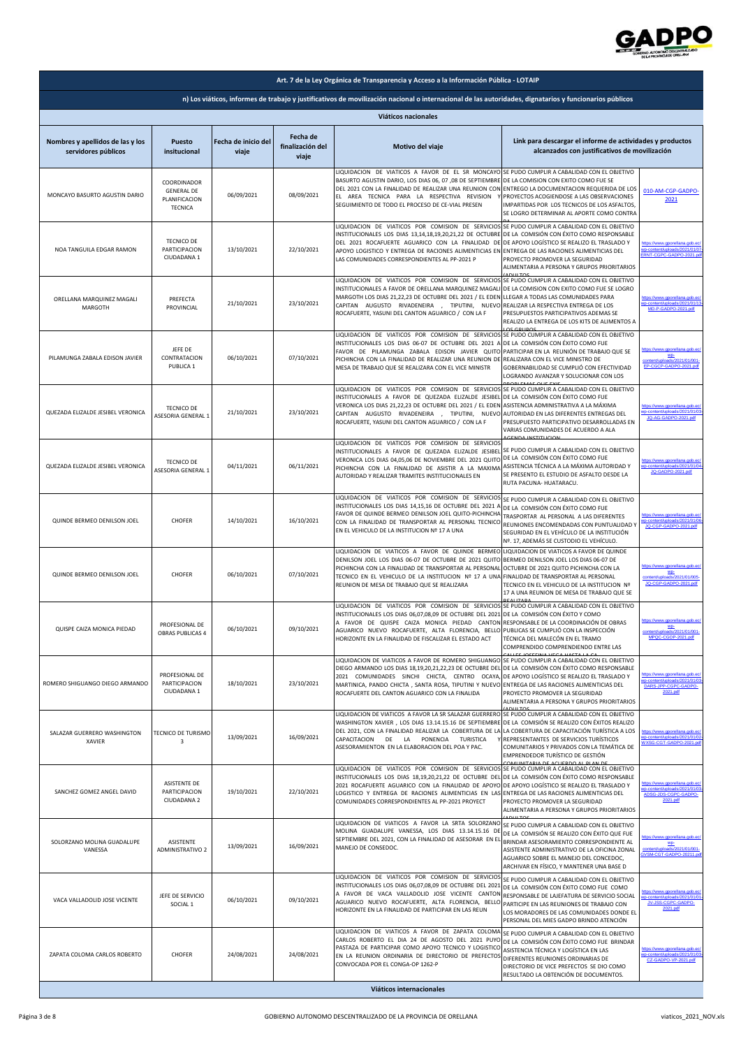**Art. 7 de la Ley Orgánica de Transparencia y Acceso a la Información Pública - LOTAIP**

**n) Los viáticos, informes de trabajo y justificativos de movilización nacional o internacional de las autoridades, dignatarios y funcionarios públicos**

**Viáticos nacionales**

| Nombres y apellidos de las y los servidores públicos | Puesto insitucional | Fecha de inicio del viaje | Fecha de finalización del viaje | Motivo del viaje | Link para descargar el informe de actividades y productos alcanzados con justificativos de movilización | |
|---|---|---|---|---|---|---|
| MONCAYO BASURTO AGUSTIN DARIO | COORDINADOR GENERAL DE PLANIFICACION TECNICA | 06/09/2021 | 08/09/2021 | LIQUIDACION DE VIATICOS A FAVOR DE EL SR MONCAYO BASURTO AGUSTIN DARIO, LOS DIAS 06, 07 ,08 DE SEPTIEMBRE DEL 2021 CON LA FINALIDAD DE REALIZAR UNA REUNION CON EL AREA TECNICA PARA LA RESPECTIVA REVISION Y SEGUIMIENTO DE TODO EL PROCESO DE CE-VIAL PRESEN | SE PUDO CUMPLIR A CABALIDAD CON EL OBJETIVO DE LA COMISION CON EXITO COMO FUE SE ENTREGO LA DOCUMENTACION REQUERIDA DE LOS PROYECTOS ACOGIENDOSE A LAS OBSERVACIONES IMPARTIDAS POR LOS TECNICOS DE LOS ASFALTOS, SE LOGRO DETERMINAR AL APORTE COMO CONTRA | 010-AM-CGP-GADPO-2021 |
| NOA TANGUILA EDGAR RAMON | TECNICO DE PARTICIPACION CIUDADANA 1 | 13/10/2021 | 22/10/2021 | LIQUIDACION DE VIATICOS POR COMISION DE SERVICIOS INSTITUCIONALES LOS DIAS 13,14,18,19,20,21,22 DE OCTUBRE DEL 2021 ROCAFUERTE AGUARICO CON LA FINALIDAD DE APOYO LOGISTICO Y ENTREGA DE RACIONES ALIMENTICIAS EN LAS COMUNIDADES CORRESPONDIENTES AL PP-2021 P | SE PUDO CUMPLIR A CABALIDAD CON EL OBJETIVO DE LA COMISIÓN CON ÉXITO COMO RESPONSABLE DE APOYO LOGÍSTICO SE REALIZO EL TRASLADO Y ENTREGA DE LAS RACIONES ALIMENTICIAS DEL PROYECTO PROMOVER LA SEGURIDAD ALIMENTARIA A PERSONA Y GRUPOS PRIORITARIOS | https://www.gporellana.gob.ec/wp-content/uploads/2021/01/07-ERNT-CGPC-GADPO-2021.pdf |
| ORELLANA MARQUINEZ MAGALI MARGOTH | PREFECTA PROVINCIAL | 21/10/2021 | 23/10/2021 | LIQUIDACION DE VIATICOS POR COMISION DE SERVICIOS INSTITUCIONALES A FAVOR DE ORELLANA MARQUINEZ MAGALI MARGOTH LOS DIAS 21,22,23 DE OCTUBRE DEL 2021 / EL EDEN CAPITAN AUGUSTO RIVADENEIRA , TIPUTINI, NUEVO ROCAFUERTE, YASUNI DEL CANTON AGUARICO / CON LA F | SE PUDO CUMPLIR A CABALIDAD CON EL OBJETIVO DE LA COMISION CON EXITO COMO FUE SE LOGRO LLEGAR A TODAS LAS COMUNIDADES PARA REALIZAR LA RESPECTIVA ENTREGA DE LOS PRESUPUESTOS PARTICIPATIVOS ADEMAS SE REALIZO LA ENTREGA DE LOS KITS DE ALIMENTOS A LOS GRUPOS | https://www.gporellana.gob.ec/wp-content/uploads/2021/01/13-MO-P-GADPO-2021.pdf |
| PILAMUNGA ZABALA EDISON JAVIER | JEFE DE CONTRATACION PUBLICA 1 | 06/10/2021 | 07/10/2021 | LIQUIDACION DE VIATICOS POR COMISION DE SERVICIOS INSTITUCIONALES LOS DIAS 06-07 DE OCTUBRE DEL 2021 A FAVOR DE PILAMUNGA ZABALA EDISON JAVIER QUITO PICHINCHA CON LA FINALIDAD DE REALIZAR UNA REUNION DE MESA DE TRABAJO QUE SE REALIZARA CON EL VICE MINISTR | SE PUDO CUMPLIR A CABALIDAD CON EL OBJETIVO DE LA COMISIÓN CON ÉXITO COMO FUE PARTICIPAR EN LA REUNIÓN DE TRABAJO QUE SE REALIZARA CON EL VICE MINISTRO DE GOBERNABILIDAD SE CUMPLIÓ CON EFECTIVIDAD LOGRANDO AVANZAR Y SOLUCIONAR CON LOS PROBLEMAS QUE EXIS | https://www.gporellana.gob.ec/wp-content/uploads/2021/01/001-EP-CGCP-GADPO-2021.pdf |
| QUEZADA ELIZALDE JESIBEL VERONICA | TECNICO DE ASESORIA GENERAL 1 | 21/10/2021 | 23/10/2021 | LIQUIDACION DE VIATICOS POR COMISION DE SERVICIOS INSTITUCIONALES A FAVOR DE QUEZADA ELIZALDE JESIBEL VERONICA LOS DIAS 21,22,23 DE OCTUBRE DEL 2021 / EL EDEN CAPITAN AUGUSTO RIVADENEIRA , TIPUTINI, NUEVO ROCAFUERTE, YASUNI DEL CANTON AGUARICO / CON LA F | SE PUDO CUMPLIR A CABALIDAD CON EL OBJETIVO DE LA COMISIÓN CON ÉXITO COMO FUE ASISTENCIA ADMINISTRATIVA A LA MÁXIMA AUTORIDAD EN LAS DIFERENTES ENTREGAS DEL PRESUPUESTO PARTICIPATIVO DESARROLLADAS EN VARIAS COMUNIDADES DE ACUERDO A ALA AGENDA INSTITUCION | https://www.gporellana.gob.ec/wp-content/uploads/2021/01/03-JQ-AG-GADPO-2021.pdf |
| QUEZADA ELIZALDE JESIBEL VERONICA | TECNICO DE ASESORIA GENERAL 1 | 04/11/2021 | 06/11/2021 | LIQUIDACION DE VIATICOS POR COMISION DE SERVICIOS INSTITUCIONALES A FAVOR DE QUEZADA ELIZALDE JESIBEL VERONICA LOS DIAS 04,05,06 DE NOVIEMBRE DEL 2021 QUITO PICHINCHA CON LA FINALIDAD DE ASISTIR A LA MAXIMA AUTORIDAD Y REALIZAR TRAMITES INSTITUCIONALES EN | SE PUDO CUMPLIR A CABALIDAD CON EL OBJETIVO DE LA COMISIÓN CON ÉXITO COMO FUE ASISTENCIA TÉCNICA A LA MÁXIMA AUTORIDAD Y SE PRESENTO EL ESTUDIO DE ASFALTO DESDE LA RUTA PACUNA- HUATARACU. | https://www.gporellana.gob.ec/wp-content/uploads/2021/01/04-JQ-GADPO-2021.pdf |
| QUINDE BERMEO DENILSON JOEL | CHOFER | 14/10/2021 | 16/10/2021 | LIQUIDACION DE VIATICOS POR COMISION DE SERVICIOS INSTITUCIONALES LOS DIAS 14,15,16 DE OCTUBRE DEL 2021 A FAVOR DE QUINDE BERMEO DENILSON JOEL QUITO-PICHINCHA CON LA FINALIDAD DE TRANSPORTAR AL PERSONAL TECNICO EN EL VEHICULO DE LA INSTITUCION Nº 17 A UNA | SE PUDO CUMPLIR A CABALIDAD CON EL OBJETIVO DE LA COMISIÓN CON ÉXITO COMO FUE TRASPORTAR AL PERSONAL A LAS DIFERENTES REUNIONES ENCOMENDADAS CON PUNTUALIDAD Y SEGURIDAD EN EL VEHÍCULO DE LA INSTITUCIÓN Nº. 17, ADEMÁS SE CUSTODIO EL VEHÍCULO. | https://www.gporellana.gob.ec/wp-content/uploads/2021/01/06-JQ-CGP-GADPO-2021.pdf |
| QUINDE BERMEO DENILSON JOEL | CHOFER | 06/10/2021 | 07/10/2021 | LIQUIDACION DE VIATICOS A FAVOR DE QUINDE BERMEO DENILSON JOEL LOS DIAS 06-07 DE OCTUBRE DE 2021 QUITO PICHINCHA CON LA FINALIDAD DE TRANSPORTAR AL PERSONAL TECNICO EN EL VEHICULO DE LA INSTITUCION Nº 17 A UNA REUNION DE MESA DE TRABAJO QUE SE REALIZARA | LIQUIDACION DE VIATICOS A FAVOR DE QUINDE BERMEO DENILSON JOEL LOS DIAS 06-07 DE OCTUBRE DE 2021 QUITO PICHINCHA CON LA FINALIDAD DE TRANSPORTAR AL PERSONAL TECNICO EN EL VEHICULO DE LA INSTITUCION Nº 17 A UNA REUNION DE MESA DE TRABAJO QUE SE REALIZARA | https://www.gporellana.gob.ec/wp-content/uploads/2021/01/005-JQ-CGP-GADPO-2021.pdf |
| QUISPE CAIZA MONICA PIEDAD | PROFESIONAL DE OBRAS PUBLICAS 4 | 06/10/2021 | 09/10/2021 | LIQUIDACION DE VIATICOS POR COMISION DE SERVICIOS INSTITUCIONALES LOS DIAS 06,07,08,09 DE OCTUBRE DEL 2021 A FAVOR DE QUISPE CAIZA MONICA PIEDAD CANTON AGUARICO NUEVO ROCAFUERTE, ALTA FLORENCIA, BELLO HORIZONTE EN LA FINALIDAD DE FISCALIZAR EL ESTADO ACT | SE PUDO CUMPLIR A CABALIDAD CON EL OBJETIVO DE LA COMISIÓN CON ÉXITO Y COMO RESPONSABLE DE LA COORDINACIÓN DE OBRAS PUBLICAS SE CUMPLIÓ CON LA INSPECCIÓN TÉCNICA DEL MALECÓN EN EL TRAMO COMPRENDIDO COMPRENDIENDO ENTRE LAS CALLES JOSEFINA VEGA HASTA LA CA | https://www.gporellana.gob.ec/wp-content/uploads/2021/01/001-MPQC-CGOP-2021.pdf |
| ROMERO SHIGUANGO DIEGO ARMANDO | PROFESIONAL DE PARTICIPACION CIUDADANA 1 | 18/10/2021 | 23/10/2021 | LIQUIDACION DE VIATICOS A FAVOR DE ROMERO SHIGUANGO DIEGO ARMANDO LOS DIAS 18,19,20,21,22,23 DE OCTUBRE DEL 2021 COMUNIDADES SINCHI CHICTA, CENTRO OCAYA, MARTINICA, PANDO CHICTA , SANTA ROSA, TIPUTINI Y NUEVO ROCAFUERTE DEL CANTON AGUARICO CON LA FINALIDA | SE PUDO CUMPLIR A CABALIDAD CON EL OBJETIVO DE LA COMISIÓN CON ÉXITO COMO RESPONSABLE DE APOYO LOGÍSTICO SE REALIZO EL TRASLADO Y ENTREGA DE LAS RACIONES ALIMENTICIAS DEL PROYECTO PROMOVER LA SEGURIDAD ALIMENTARIA A PERSONA Y GRUPOS PRIORITARIOS (ADULTOS | https://www.gporellana.gob.ec/wp-content/uploads/2021/01/03-DARS-JPP-CGPC-GADPO-2021.pdf |
| SALAZAR GUERRERO WASHINGTON XAVIER | TECNICO DE TURISMO 3 | 13/09/2021 | 16/09/2021 | LIQUIDACION DE VIATICOS A FAVOR LA SR SALAZAR GUERRERO WASHINGTON XAVIER , LOS DIAS 13.14.15.16 DE SEPTIEMBRE DEL 2021, CON LA FINALIDAD REALIZAR LA COBERTURA DE LA CAPACITACION DE LA PONENCIA TURISTICA Y ASESORAMIENTON EN LA ELABORACION DEL POA Y PAC. | SE PUDO CUMPLIR A CABALIDAD CON EL OBJETIVO DE LA COMISIÓN SE REALIZO CON ÉXITOS REALIZO LA COBERTURA DE CAPACITACIÓN TURÍSTICA A LOS REPRESENTANTES DE SERVICIOS TURÍSTICOS COMUNITARIOS Y PRIVADOS CON LA TEMÁTICA DE EMPRENDEDOR TURÍSTICO DE GESTIÓN COMUNITARIA DE ACUERDO AL PLAN DE | https://www.gporellana.gob.ec/wp-content/uploads/2021/01/02-WXSG-CGT-GADPO-2021.pdf |
| SANCHEZ GOMEZ ANGEL DAVID | ASISTENTE DE PARTICIPACION CIUDADANA 2 | 19/10/2021 | 22/10/2021 | LIQUIDACION DE VIATICOS POR COMISION DE SERVICIOS INSTITUCIONALES LOS DIAS 18,19,20,21,22 DE OCTUBRE DEL 2021 ROCAFUERTE AGUARICO CON LA FINALIDAD DE APOYO LOGISTICO Y ENTREGA DE RACIONES ALIMENTICIAS EN LAS COMUNIDADES CORRESPONDIENTES AL PP-2021 PROYECT | SE PUDO CUMPLIR A CABALIDAD CON EL OBJETIVO DE LA COMISIÓN CON ÉXITO COMO RESPONSABLE DE APOYO LOGÍSTICO SE REALIZO EL TRASLADO Y ENTREGA DE LAS RACIONES ALIMENTICIAS DEL PROYECTO PROMOVER LA SEGURIDAD ALIMENTARIA A PERSONA Y GRUPOS PRIORITARIOS (ADULTOS | https://www.gporellana.gob.ec/wp-content/uploads/2021/01/03-ADSG-JDS-CGPC-GADPO-2021.pdf |
| SOLORZANO MOLINA GUADALUPE VANESSA | ASISTENTE ADMINISTRATIVO 2 | 13/09/2021 | 16/09/2021 | LIQUIDACION DE VIATICOS A FAVOR LA SRTA SOLORZANO MOLINA GUADALUPE VANESSA, LOS DIAS 13.14.15.16 DE SEPTIEMBRE DEL 2021, CON LA FINALIDAD DE ASESORAR EN EL MANEJO DE CONSEDOC. | SE PUDO CUMPLIR A CABALIDAD CON EL OBJETIVO DE LA COMISIÓN SE REALIZO CON ÉXITO QUE FUE BRINDAR ASESORAMIENTO CORRESPONDIENTE AL ASISTENTE ADMINISTRATIVO DE LA OFICINA ZONAL AGUARICO SOBRE EL MANEJO DEL CONCEDOC, ARCHIVAR EN FÍSICO, Y MANTENER UNA BASE D | https://www.gporellana.gob.ec/wp-content/uploads/2021/01/001-GVSM-CGT-GADPO-20211.pdf |
| VACA VALLADOLID JOSE VICENTE | JEFE DE SERVICIO SOCIAL 1 | 06/10/2021 | 09/10/2021 | LIQUIDACION DE VIATICOS POR COMISION DE SERVICIOS INSTITUCIONALES LOS DIAS 06,07,08,09 DE OCTUBRE DEL 2021 A FAVOR DE VACA VALLADOLID JOSE VICENTE CANTON AGUARICO NUEVO ROCAFUERTE, ALTA FLORENCIA, BELLO HORIZONTE EN LA FINALIDAD DE PARTICIPAR EN LAS REUN | SE PUDO CUMPLIR A CABALIDAD CON EL OBJETIVO DE LA COMISIÓN CON ÉXITO COMO FUE COMO RESPONSABLE DE LAJEFATURA DE SERVICIO SOCIAL PARTICIPE EN LAS REUNIONES DE TRABAJO CON LOS MORADORES DE LAS COMUNIDADES DONDE EL PERSONAL DEL MIES GADPO BRINDO ATENCIÓN | https://www.gporellana.gob.ec/wp-content/uploads/2021/01/01-JV-JSS-CGPC-GADPO-2021.pdf |
| ZAPATA COLOMA CARLOS ROBERTO | CHOFER | 24/08/2021 | 24/08/2021 | LIQUIDACION DE VIATICOS A FAVOR DE ZAPATA COLOMA CARLOS ROBERTO EL DIA 24 DE AGOSTO DEL 2021 PUYO PASTAZA DE PARTICIPAR COMO APOYO TECNICO Y LOGISTICO EN LA REUNION ORDINARIA DE DIRECTORIO DE PREFECTOS CONVOCADA POR EL CONGA-OP 1262-P | SE PUDO CUMPLIR A CABALIDAD CON EL OBJETIVO DE LA COMISIÓN CON ÉXITO COMO FUE BRINDAR ASISTENCIA TÉCNICA Y LOGÍSTICA EN LAS DIFERENTES REUNIONES ORDINARIAS DE DIRECTORIO DE VICE PREFECTOS SE DIO COMO RESULTADO LA OBTENCIÓN DE DOCUMENTOS. | https://www.gporellana.gob.ec/wp-content/uploads/2021/01/03-CZ-GADPO-VP-2021.pdf |

**Viáticos internacionales**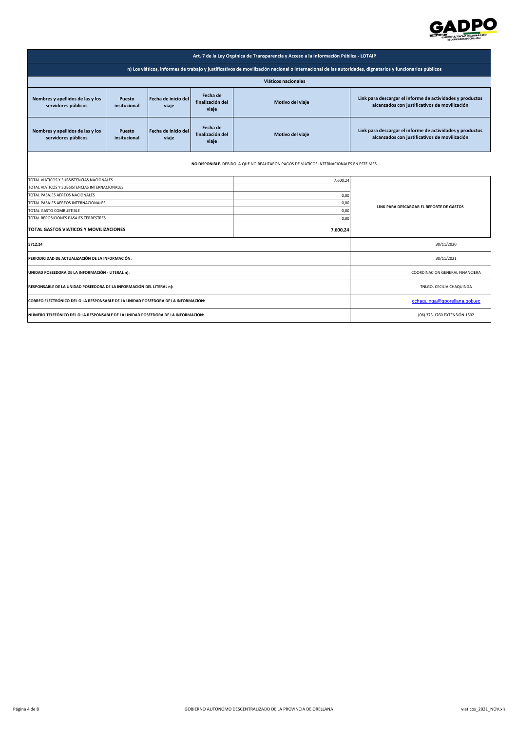GADPO

| Art. 7 de la Ley Orgánica de Transparencia y Acceso a la Información Pública - LOTAIP | | | | | |
|---|---|---|---|---|---|
| n) Los viáticos, informes de trabajo y justificativos de movilización nacional o internacional de las autoridades, dignatarios y funcionarios públicos | | | | | |
| Viáticos nacionales | | | | | |
| **Nombres y apellidos de las y los servidores públicos** | **Puesto insitucional** | **Fecha de inicio del viaje** | **Fecha de finalización del viaje** | **Motivo del viaje** | **Link para descargar el informe de actividades y productos alcanzados con justificativos de movilización** |
| **Nombres y apellidos de las y los servidores públicos** | **Puesto insitucional** | **Fecha de inicio del viaje** | **Fecha de finalización del viaje** | **Motivo del viaje** | **Link para descargar el informe de actividades y productos alcanzados con justificativos de movilización** |

**NO DISPONIBLE.** DEBIDO A QUE NO REALIZARON PAGOS DE VIATICOS INTERNACIONALES EN ESTE MES.

| | | |
|---|---|---|
| TOTAL VIATICOS Y SUBSISTENCIAS NACIONALES | 7.600,24 | LINK PARA DESCARGAR EL REPORTE DE GASTOS |
| TOTAL VIATICOS Y SUBSISTENCIAS INTERNACIONALES | | |
| TOTAL PASAJES AEREOS NACIONALES | 0,00 | |
| TOTAL PASAJES AEREOS INTERNACIONALES | 0,00 | |
| TOTAL GASTO COMBUSTIBLE | 0,00 | |
| TOTAL REPOSICIONES PASAJES TERRESTRES | 0,00 | |
| **TOTAL GASTOS VIATICOS Y MOVILIZACIONES** | **7.600,24** | |

| | |
|---|---|
| **5712,24** | 30/11/2020 |
| **PERIODICIDAD DE ACTUALIZACIÓN DE LA INFORMACIÓN:** | 30/11/2021 |
| **UNIDAD POSEEDORA DE LA INFORMACIÓN - LITERAL n):** | COORDINACION GENERAL FINANCIERA |
| **RESPONSABLE DE LA UNIDAD POSEEDORA DE LA INFORMACIÓN DEL LITERAL n):** | TNLGO. CECILIA CHAQUINGA |
| **CORREO ELECTRÓNICO DEL O LA RESPONSABLE DE LA UNIDAD POSEEDORA DE LA INFORMACIÓN:** | cchaquinga@gporellana.gob.ec |
| **NÚMERO TELEFÓNICO DEL O LA RESPONSABLE DE LA UNIDAD POSEEDORA DE LA INFORMACIÓN:** | (06) 373-1760 EXTENSIÓN 1502 |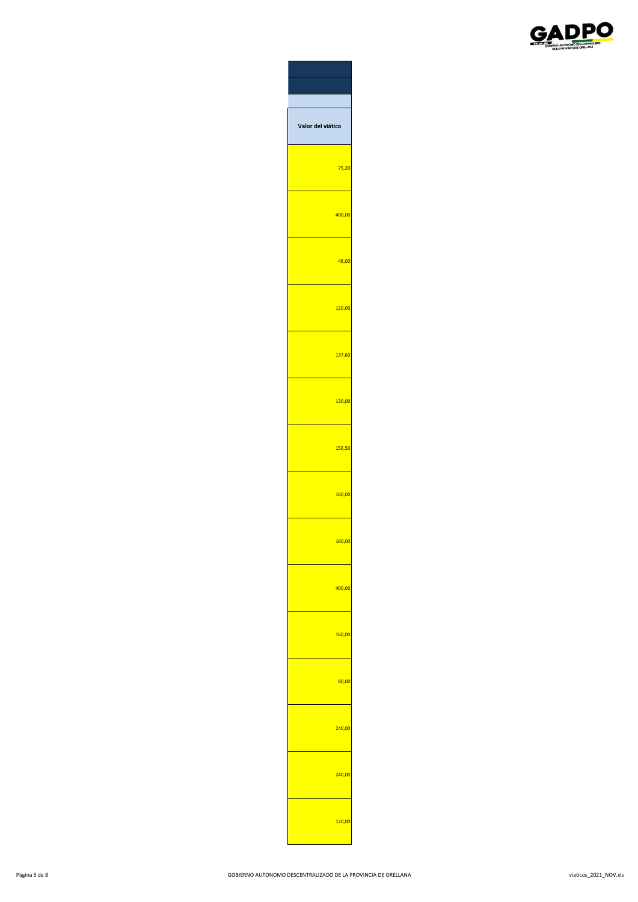| Valor del viático |
|---|
| 75,20 |
| 400,00 |
| 48,00 |
| 120,00 |
| 137,60 |
| 130,00 |
| 156,50 |
| 160,00 |
| 160,00 |
| 400,00 |
| 160,00 |
| 80,00 |
| 240,00 |
| 240,00 |
| 120,00 |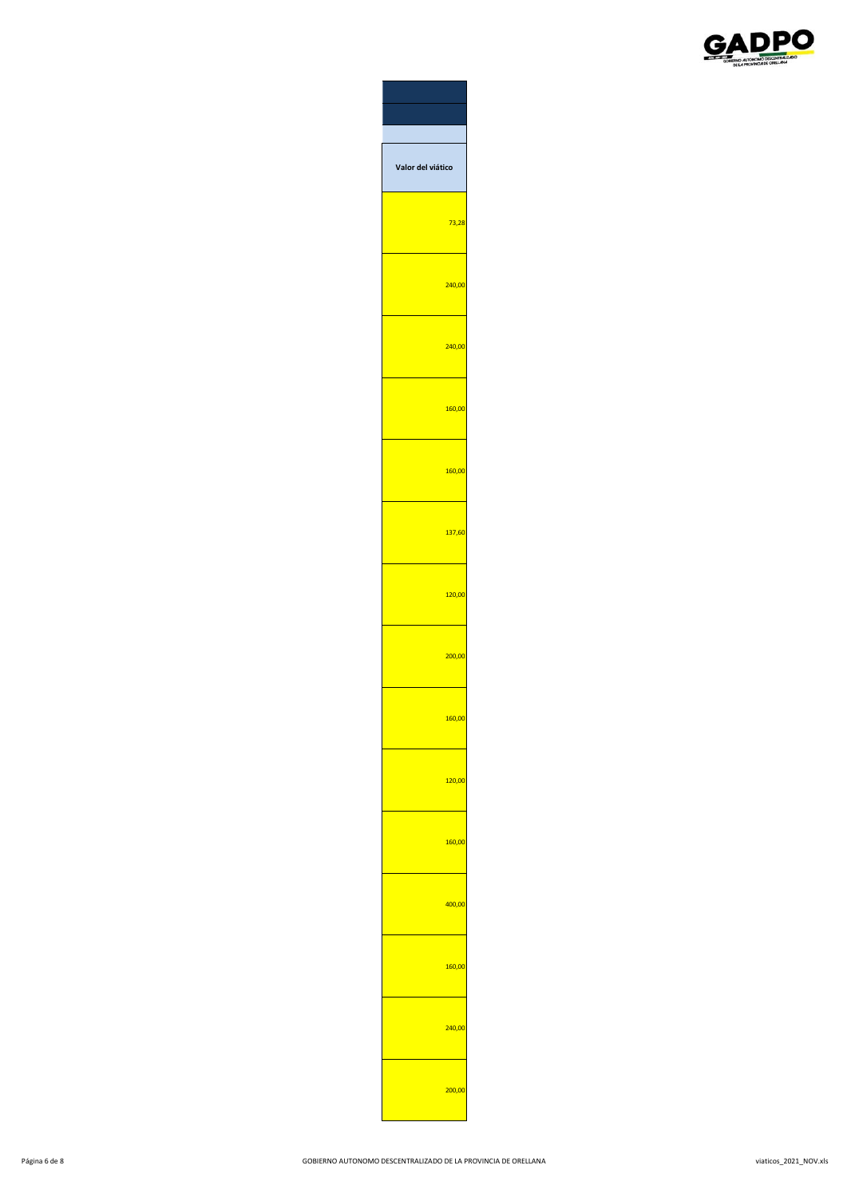| Valor del viático |
|---|
| 73,28 |
| 240,00 |
| 240,00 |
| 160,00 |
| 160,00 |
| 137,60 |
| 120,00 |
| 200,00 |
| 160,00 |
| 120,00 |
| 160,00 |
| 400,00 |
| 160,00 |
| 240,00 |
| 200,00 |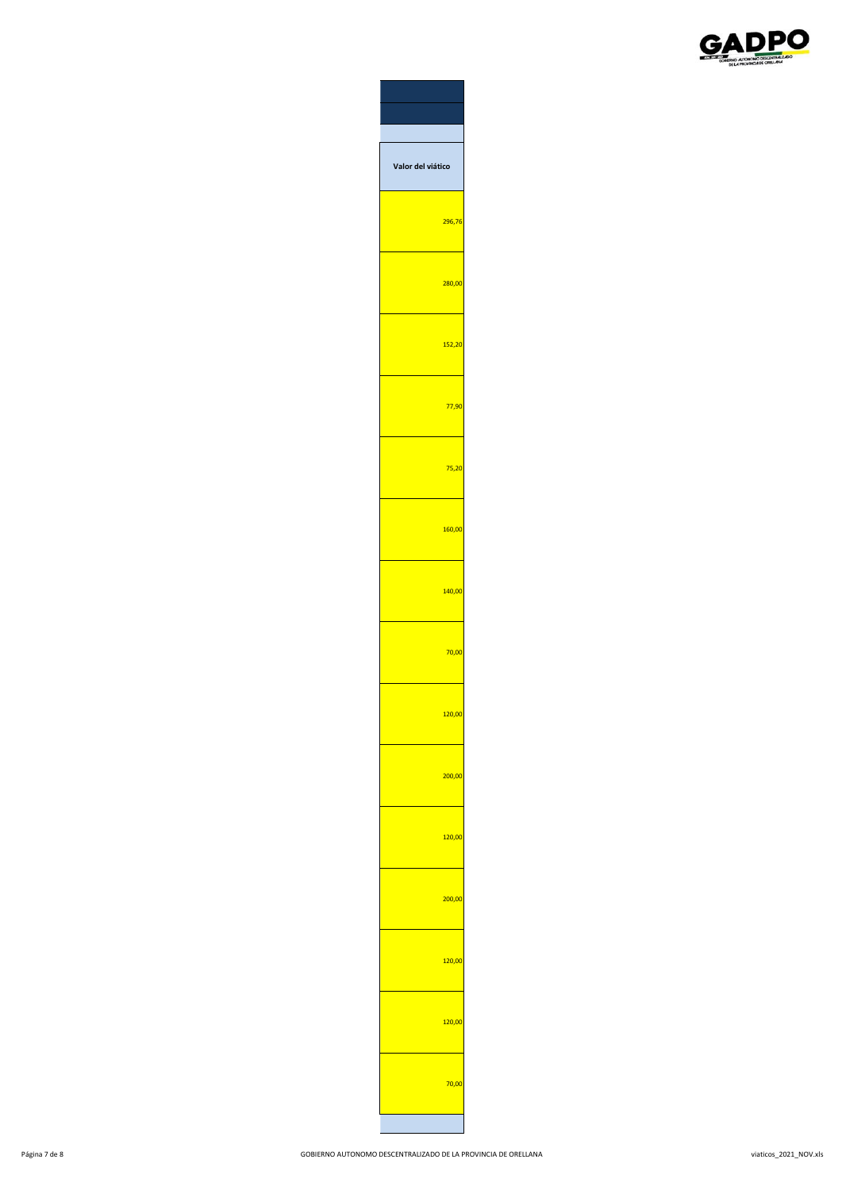| Valor del viático |
|---|
| 296,76 |
| 280,00 |
| 152,20 |
| 77,90 |
| 75,20 |
| 160,00 |
| 140,00 |
| 70,00 |
| 120,00 |
| 200,00 |
| 120,00 |
| 200,00 |
| 120,00 |
| 120,00 |
| 70,00 |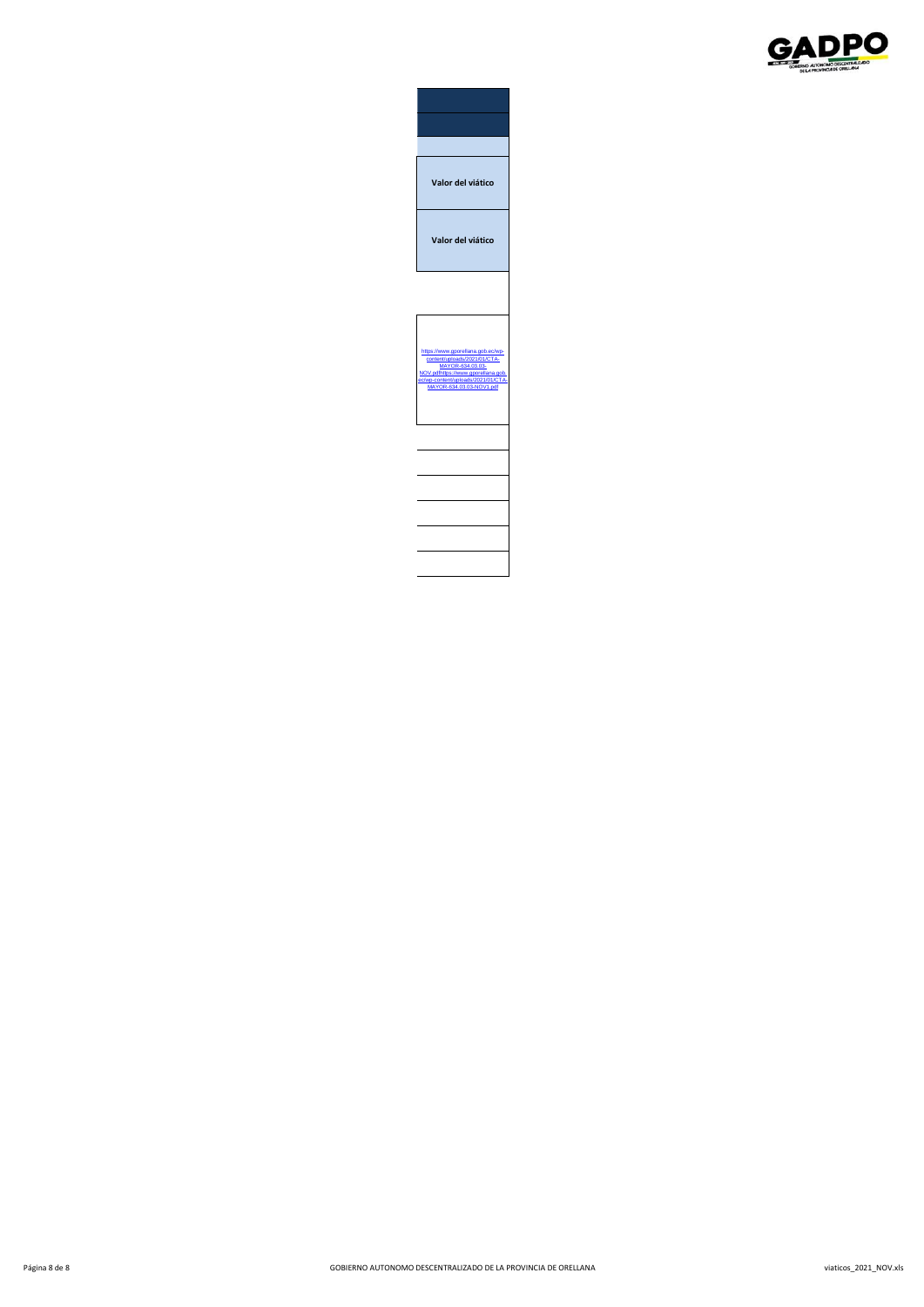| |
|---|
| |
| |
| |
| **Valor del viático** |
| **Valor del viático** |
| |
| https://www.gporellana.gob.ec/wp-content/uploads/2021/01/CTA-MAYOR-634.03.03-NOV.pdfhttps://www.gporellana.gob.ec/wp-content/uploads/2021/01/CTA-MAYOR-634.03.03-NOV1.pdf |
| |
| |
| |
| |
| |
| |